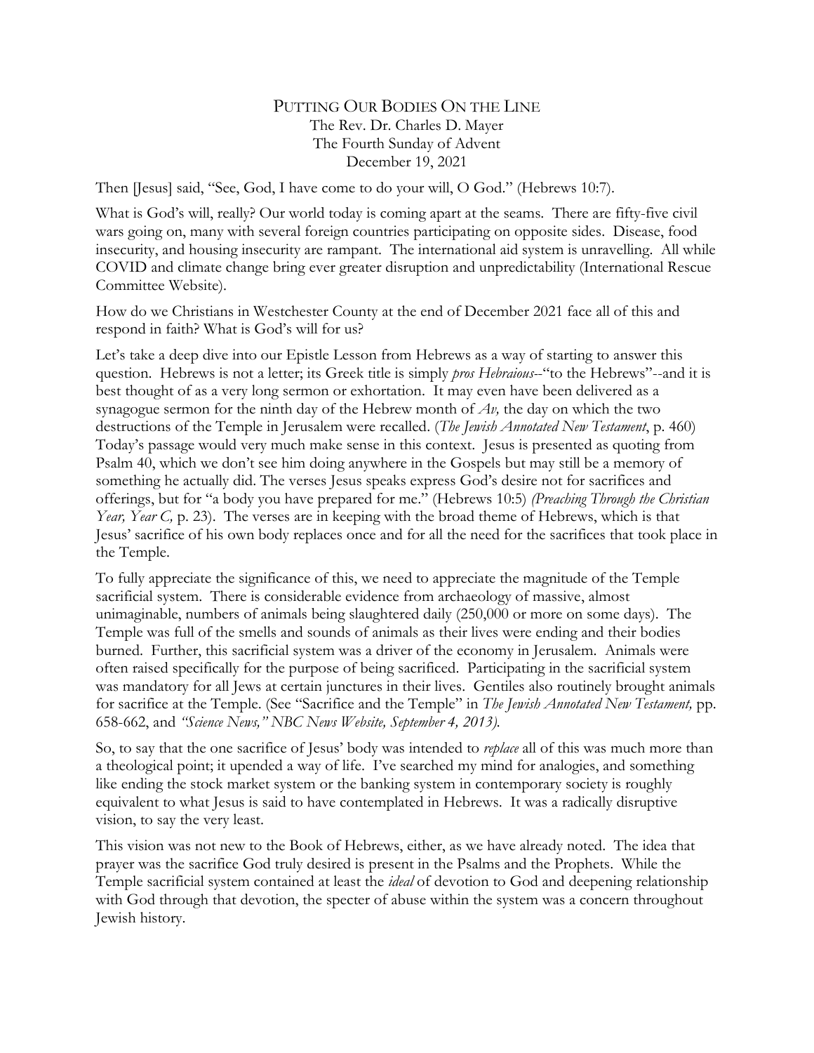# PUTTING OUR BODIES ON THE LINE

The Rev. Dr. Charles D. Mayer
The Fourth Sunday of Advent
December 19, 2021

Then [Jesus] said, "See, God, I have come to do your will, O God." (Hebrews 10:7).

What is God's will, really? Our world today is coming apart at the seams. There are fifty-five civil wars going on, many with several foreign countries participating on opposite sides. Disease, food insecurity, and housing insecurity are rampant. The international aid system is unravelling. All while COVID and climate change bring ever greater disruption and unpredictability (International Rescue Committee Website).

How do we Christians in Westchester County at the end of December 2021 face all of this and respond in faith? What is God's will for us?

Let's take a deep dive into our Epistle Lesson from Hebrews as a way of starting to answer this question. Hebrews is not a letter; its Greek title is simply *pros Hebraious*--"to the Hebrews"--and it is best thought of as a very long sermon or exhortation. It may even have been delivered as a synagogue sermon for the ninth day of the Hebrew month of *Av,* the day on which the two destructions of the Temple in Jerusalem were recalled. (*The Jewish Annotated New Testament*, p. 460) Today's passage would very much make sense in this context. Jesus is presented as quoting from Psalm 40, which we don't see him doing anywhere in the Gospels but may still be a memory of something he actually did. The verses Jesus speaks express God's desire not for sacrifices and offerings, but for "a body you have prepared for me." (Hebrews 10:5) *(Preaching Through the Christian Year, Year C,* p. 23). The verses are in keeping with the broad theme of Hebrews, which is that Jesus' sacrifice of his own body replaces once and for all the need for the sacrifices that took place in the Temple.

To fully appreciate the significance of this, we need to appreciate the magnitude of the Temple sacrificial system. There is considerable evidence from archaeology of massive, almost unimaginable, numbers of animals being slaughtered daily (250,000 or more on some days). The Temple was full of the smells and sounds of animals as their lives were ending and their bodies burned. Further, this sacrificial system was a driver of the economy in Jerusalem. Animals were often raised specifically for the purpose of being sacrificed. Participating in the sacrificial system was mandatory for all Jews at certain junctures in their lives. Gentiles also routinely brought animals for sacrifice at the Temple. (See "Sacrifice and the Temple" in *The Jewish Annotated New Testament,* pp. 658-662, and *"Science News," NBC News Website, September 4, 2013).*

So, to say that the one sacrifice of Jesus' body was intended to *replace* all of this was much more than a theological point; it upended a way of life. I've searched my mind for analogies, and something like ending the stock market system or the banking system in contemporary society is roughly equivalent to what Jesus is said to have contemplated in Hebrews. It was a radically disruptive vision, to say the very least.

This vision was not new to the Book of Hebrews, either, as we have already noted. The idea that prayer was the sacrifice God truly desired is present in the Psalms and the Prophets. While the Temple sacrificial system contained at least the *ideal* of devotion to God and deepening relationship with God through that devotion, the specter of abuse within the system was a concern throughout Jewish history.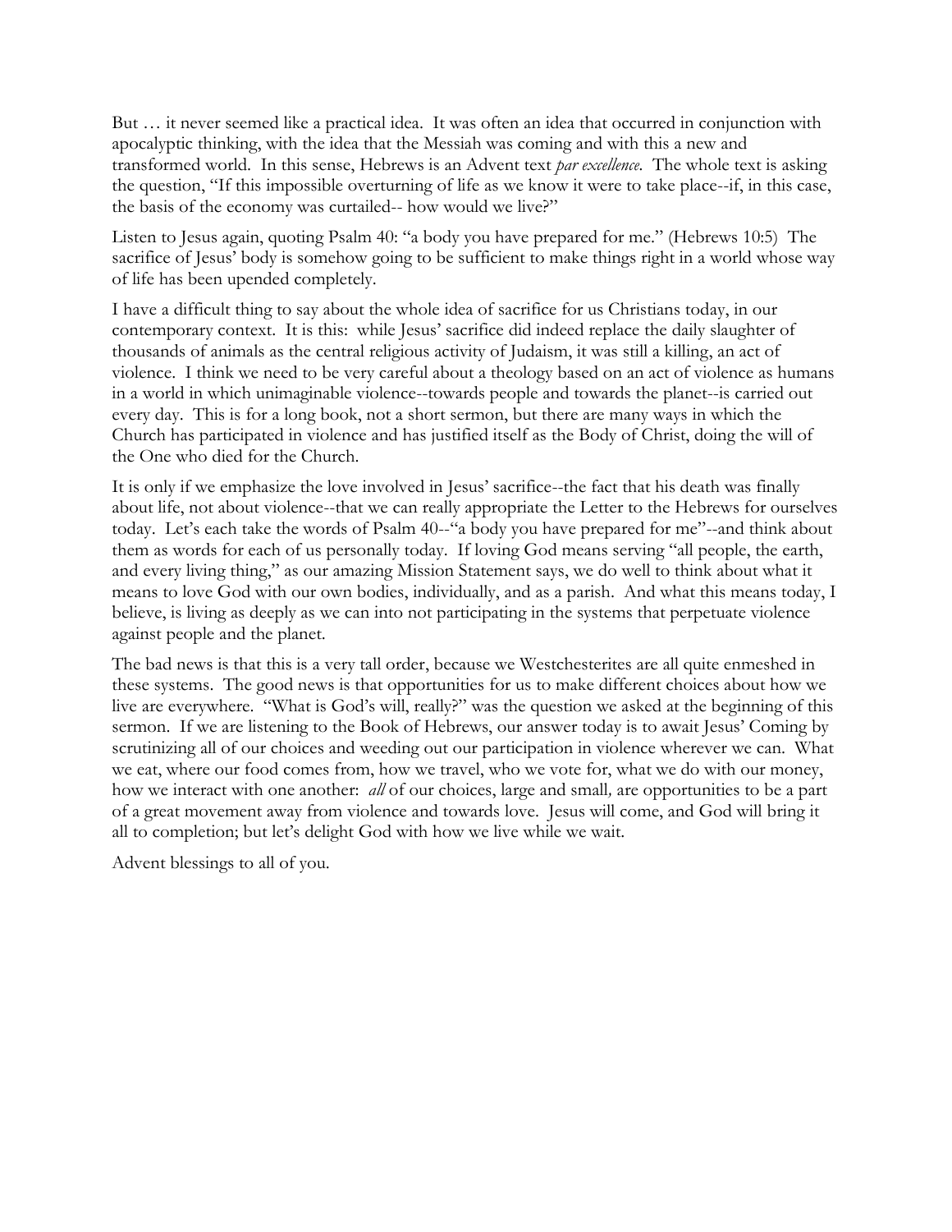But … it never seemed like a practical idea. It was often an idea that occurred in conjunction with apocalyptic thinking, with the idea that the Messiah was coming and with this a new and transformed world. In this sense, Hebrews is an Advent text *par excellence*. The whole text is asking the question, "If this impossible overturning of life as we know it were to take place--if, in this case, the basis of the economy was curtailed-- how would we live?"

Listen to Jesus again, quoting Psalm 40: "a body you have prepared for me." (Hebrews 10:5) The sacrifice of Jesus' body is somehow going to be sufficient to make things right in a world whose way of life has been upended completely.

I have a difficult thing to say about the whole idea of sacrifice for us Christians today, in our contemporary context. It is this: while Jesus' sacrifice did indeed replace the daily slaughter of thousands of animals as the central religious activity of Judaism, it was still a killing, an act of violence. I think we need to be very careful about a theology based on an act of violence as humans in a world in which unimaginable violence--towards people and towards the planet--is carried out every day. This is for a long book, not a short sermon, but there are many ways in which the Church has participated in violence and has justified itself as the Body of Christ, doing the will of the One who died for the Church.

It is only if we emphasize the love involved in Jesus' sacrifice--the fact that his death was finally about life, not about violence--that we can really appropriate the Letter to the Hebrews for ourselves today. Let's each take the words of Psalm 40--"a body you have prepared for me"--and think about them as words for each of us personally today. If loving God means serving "all people, the earth, and every living thing," as our amazing Mission Statement says, we do well to think about what it means to love God with our own bodies, individually, and as a parish. And what this means today, I believe, is living as deeply as we can into not participating in the systems that perpetuate violence against people and the planet.

The bad news is that this is a very tall order, because we Westchesterites are all quite enmeshed in these systems. The good news is that opportunities for us to make different choices about how we live are everywhere. "What is God's will, really?" was the question we asked at the beginning of this sermon. If we are listening to the Book of Hebrews, our answer today is to await Jesus' Coming by scrutinizing all of our choices and weeding out our participation in violence wherever we can. What we eat, where our food comes from, how we travel, who we vote for, what we do with our money, how we interact with one another: *all* of our choices, large and small, are opportunities to be a part of a great movement away from violence and towards love. Jesus will come, and God will bring it all to completion; but let's delight God with how we live while we wait.

Advent blessings to all of you.